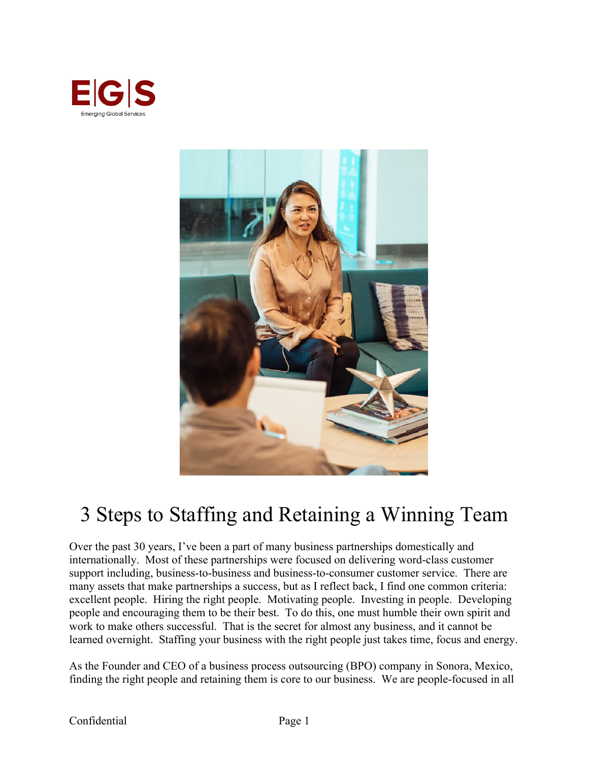# 3 Steps to Staffing and Retaining a Winning Team

Over the past 30 years, I've been a part of many business partnerships domestically and internationally. Most of these partnerships were focused on delivering word-class customer support including, business-to-business and business-to-consumer customer service. There are many assets that make partnerships a success, but as I reflect back, I find one common criteria: excellent people. Hiring the right people. Motivating people. Investing in people. Developing people and encouraging them to be their best. To do this, one must humble their own spirit and work to make others successful. That is the secret for almost any business, and it cannot be learned overnight. Staffing your business with the right people just takes time, focus and energy.

As the Founder and CEO of a business process outsourcing (BPO) company in Sonora, Mexico, finding the right people and retaining them is core to our business. We are people-focused in all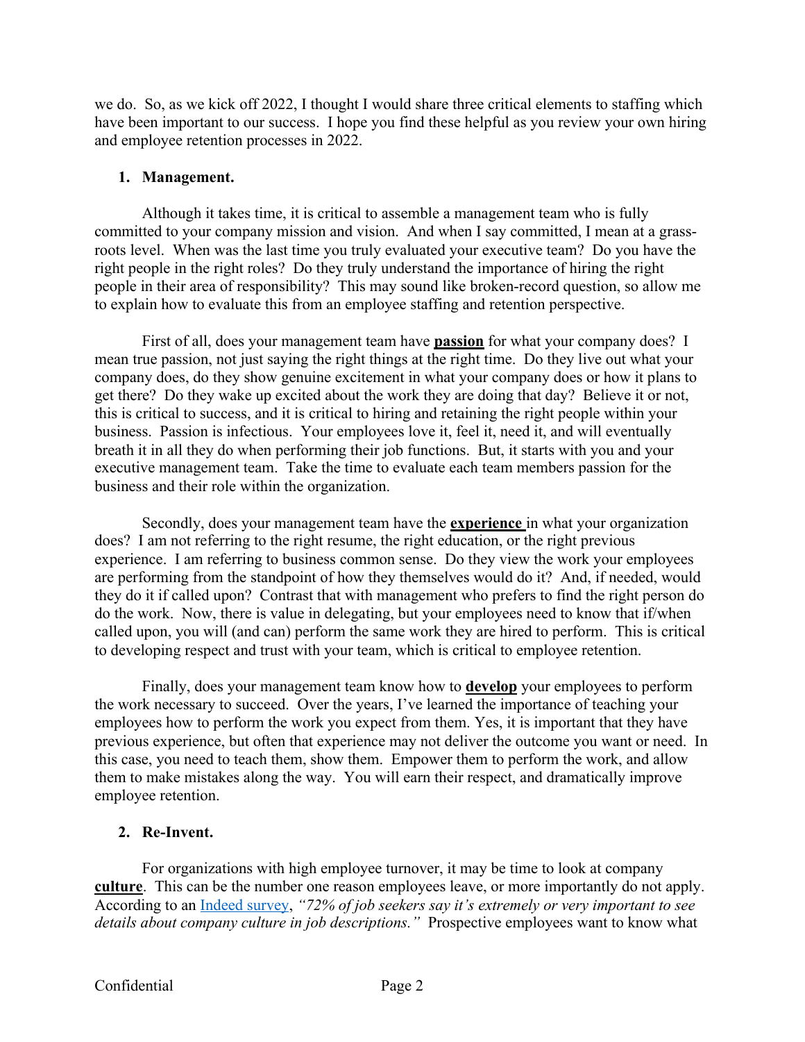we do. So, as we kick off 2022, I thought I would share three critical elements to staffing which have been important to our success. I hope you find these helpful as you review your own hiring and employee retention processes in 2022.

1. **Management.**

Although it takes time, it is critical to assemble a management team who is fully committed to your company mission and vision. And when I say committed, I mean at a grass-roots level. When was the last time you truly evaluated your executive team? Do you have the right people in the right roles? Do they truly understand the importance of hiring the right people in their area of responsibility? This may sound like broken-record question, so allow me to explain how to evaluate this from an employee staffing and retention perspective.

First of all, does your management team have **passion** for what your company does? I mean true passion, not just saying the right things at the right time. Do they live out what your company does, do they show genuine excitement in what your company does or how it plans to get there? Do they wake up excited about the work they are doing that day? Believe it or not, this is critical to success, and it is critical to hiring and retaining the right people within your business. Passion is infectious. Your employees love it, feel it, need it, and will eventually breath it in all they do when performing their job functions. But, it starts with you and your executive management team. Take the time to evaluate each team members passion for the business and their role within the organization.

Secondly, does your management team have the **experience** in what your organization does? I am not referring to the right resume, the right education, or the right previous experience. I am referring to business common sense. Do they view the work your employees are performing from the standpoint of how they themselves would do it? And, if needed, would they do it if called upon? Contrast that with management who prefers to find the right person do do the work. Now, there is value in delegating, but your employees need to know that if/when called upon, you will (and can) perform the same work they are hired to perform. This is critical to developing respect and trust with your team, which is critical to employee retention.

Finally, does your management team know how to **develop** your employees to perform the work necessary to succeed. Over the years, I've learned the importance of teaching your employees how to perform the work you expect from them. Yes, it is important that they have previous experience, but often that experience may not deliver the outcome you want or need. In this case, you need to teach them, show them. Empower them to perform the work, and allow them to make mistakes along the way. You will earn their respect, and dramatically improve employee retention.

2. **Re-Invent.**

For organizations with high employee turnover, it may be time to look at company **culture**. This can be the number one reason employees leave, or more importantly do not apply. According to an Indeed survey, *"72% of job seekers say it's extremely or very important to see details about company culture in job descriptions."* Prospective employees want to know what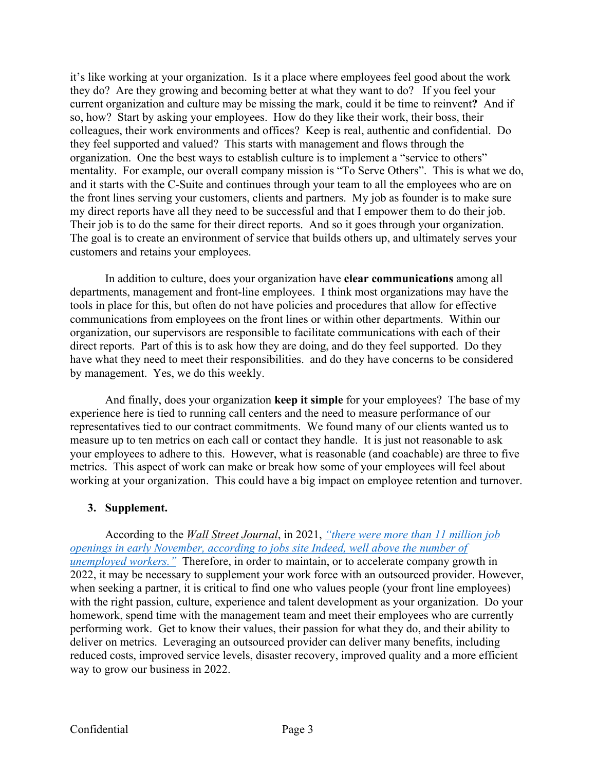it's like working at your organization. Is it a place where employees feel good about the work they do? Are they growing and becoming better at what they want to do? If you feel your current organization and culture may be missing the mark, could it be time to reinvent**?** And if so, how? Start by asking your employees. How do they like their work, their boss, their colleagues, their work environments and offices? Keep is real, authentic and confidential. Do they feel supported and valued? This starts with management and flows through the organization. One the best ways to establish culture is to implement a "service to others" mentality. For example, our overall company mission is "To Serve Others". This is what we do, and it starts with the C-Suite and continues through your team to all the employees who are on the front lines serving your customers, clients and partners. My job as founder is to make sure my direct reports have all they need to be successful and that I empower them to do their job. Their job is to do the same for their direct reports. And so it goes through your organization. The goal is to create an environment of service that builds others up, and ultimately serves your customers and retains your employees.

In addition to culture, does your organization have **clear communications** among all departments, management and front-line employees. I think most organizations may have the tools in place for this, but often do not have policies and procedures that allow for effective communications from employees on the front lines or within other departments. Within our organization, our supervisors are responsible to facilitate communications with each of their direct reports. Part of this is to ask how they are doing, and do they feel supported. Do they have what they need to meet their responsibilities. and do they have concerns to be considered by management. Yes, we do this weekly.

And finally, does your organization **keep it simple** for your employees? The base of my experience here is tied to running call centers and the need to measure performance of our representatives tied to our contract commitments. We found many of our clients wanted us to measure up to ten metrics on each call or contact they handle. It is just not reasonable to ask your employees to adhere to this. However, what is reasonable (and coachable) are three to five metrics. This aspect of work can make or break how some of your employees will feel about working at your organization. This could have a big impact on employee retention and turnover.

## 3. Supplement.

According to the ***Wall Street Journal***, in 2021, *"there were more than 11 million job openings in early November, according to jobs site Indeed, well above the number of unemployed workers."* Therefore, in order to maintain, or to accelerate company growth in 2022, it may be necessary to supplement your work force with an outsourced provider. However, when seeking a partner, it is critical to find one who values people (your front line employees) with the right passion, culture, experience and talent development as your organization. Do your homework, spend time with the management team and meet their employees who are currently performing work. Get to know their values, their passion for what they do, and their ability to deliver on metrics. Leveraging an outsourced provider can deliver many benefits, including reduced costs, improved service levels, disaster recovery, improved quality and a more efficient way to grow our business in 2022.

Confidential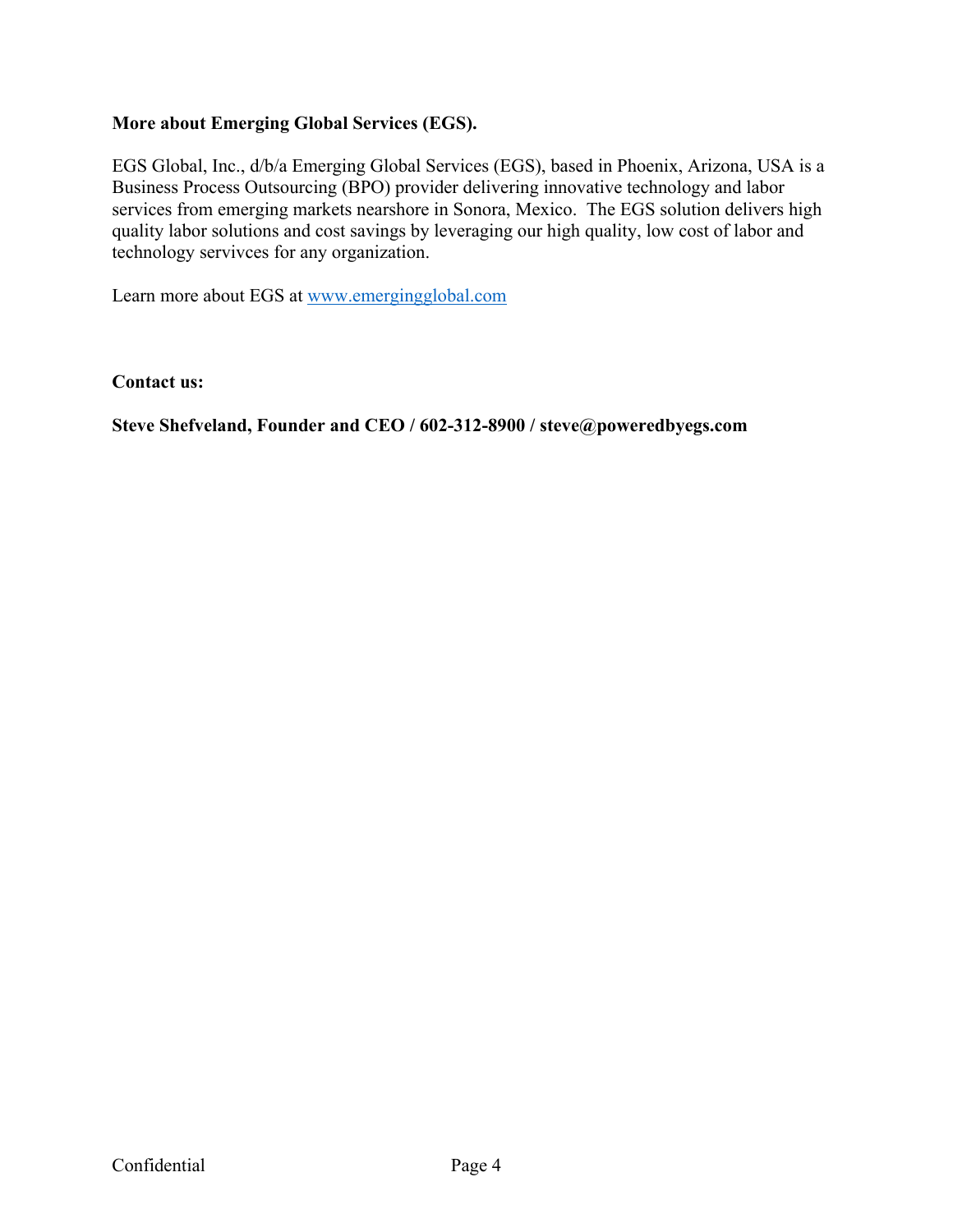**More about Emerging Global Services (EGS).**

EGS Global, Inc., d/b/a Emerging Global Services (EGS), based in Phoenix, Arizona, USA is a Business Process Outsourcing (BPO) provider delivering innovative technology and labor services from emerging markets nearshore in Sonora, Mexico. The EGS solution delivers high quality labor solutions and cost savings by leveraging our high quality, low cost of labor and technology servivces for any organization.

Learn more about EGS at [www.emergingglobal.com](http://www.emergingglobal.com)

**Contact us:**

**Steve Shefveland, Founder and CEO / 602-312-8900 / steve@poweredbyegs.com**

Confidential